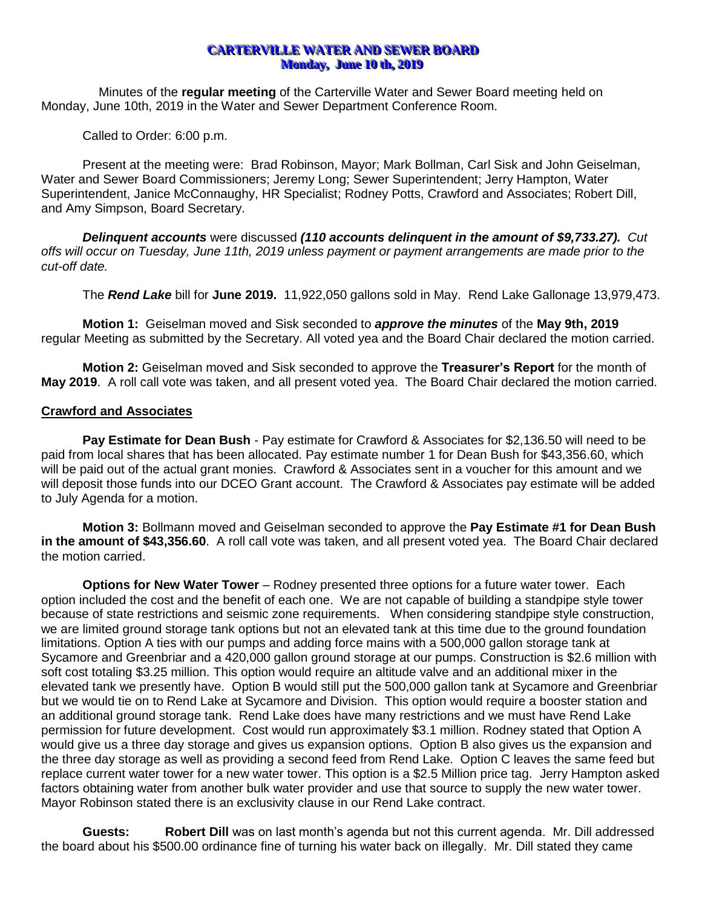# CARTERVILLE WATER AND SEWER BOARD
## Monday, June 10 th, 2019

Minutes of the **regular meeting** of the Carterville Water and Sewer Board meeting held on Monday, June 10th, 2019 in the Water and Sewer Department Conference Room.

Called to Order: 6:00 p.m.

Present at the meeting were: Brad Robinson, Mayor; Mark Bollman, Carl Sisk and John Geiselman, Water and Sewer Board Commissioners; Jeremy Long; Sewer Superintendent; Jerry Hampton, Water Superintendent, Janice McConnaughy, HR Specialist; Rodney Potts, Crawford and Associates; Robert Dill, and Amy Simpson, Board Secretary.

***Delinquent accounts*** were discussed ***(110 accounts delinquent in the amount of $9,733.27).*** *Cut offs will occur on Tuesday, June 11th, 2019 unless payment or payment arrangements are made prior to the cut-off date.*

The ***Rend Lake*** bill for **June 2019.** 11,922,050 gallons sold in May. Rend Lake Gallonage 13,979,473.

**Motion 1:** Geiselman moved and Sisk seconded to ***approve the minutes*** of the **May 9th, 2019** regular Meeting as submitted by the Secretary. All voted yea and the Board Chair declared the motion carried.

**Motion 2:** Geiselman moved and Sisk seconded to approve the **Treasurer's Report** for the month of **May 2019**. A roll call vote was taken, and all present voted yea. The Board Chair declared the motion carried.

**Crawford and Associates**

**Pay Estimate for Dean Bush** - Pay estimate for Crawford & Associates for $2,136.50 will need to be paid from local shares that has been allocated. Pay estimate number 1 for Dean Bush for $43,356.60, which will be paid out of the actual grant monies. Crawford & Associates sent in a voucher for this amount and we will deposit those funds into our DCEO Grant account. The Crawford & Associates pay estimate will be added to July Agenda for a motion.

**Motion 3:** Bollmann moved and Geiselman seconded to approve the **Pay Estimate #1 for Dean Bush in the amount of $43,356.60**. A roll call vote was taken, and all present voted yea. The Board Chair declared the motion carried.

**Options for New Water Tower** – Rodney presented three options for a future water tower. Each option included the cost and the benefit of each one. We are not capable of building a standpipe style tower because of state restrictions and seismic zone requirements. When considering standpipe style construction, we are limited ground storage tank options but not an elevated tank at this time due to the ground foundation limitations. Option A ties with our pumps and adding force mains with a 500,000 gallon storage tank at Sycamore and Greenbriar and a 420,000 gallon ground storage at our pumps. Construction is $2.6 million with soft cost totaling $3.25 million. This option would require an altitude valve and an additional mixer in the elevated tank we presently have. Option B would still put the 500,000 gallon tank at Sycamore and Greenbriar but we would tie on to Rend Lake at Sycamore and Division. This option would require a booster station and an additional ground storage tank. Rend Lake does have many restrictions and we must have Rend Lake permission for future development. Cost would run approximately $3.1 million. Rodney stated that Option A would give us a three day storage and gives us expansion options. Option B also gives us the expansion and the three day storage as well as providing a second feed from Rend Lake. Option C leaves the same feed but replace current water tower for a new water tower. This option is a $2.5 Million price tag. Jerry Hampton asked factors obtaining water from another bulk water provider and use that source to supply the new water tower. Mayor Robinson stated there is an exclusivity clause in our Rend Lake contract.

**Guests:** **Robert Dill** was on last month's agenda but not this current agenda. Mr. Dill addressed the board about his $500.00 ordinance fine of turning his water back on illegally. Mr. Dill stated they came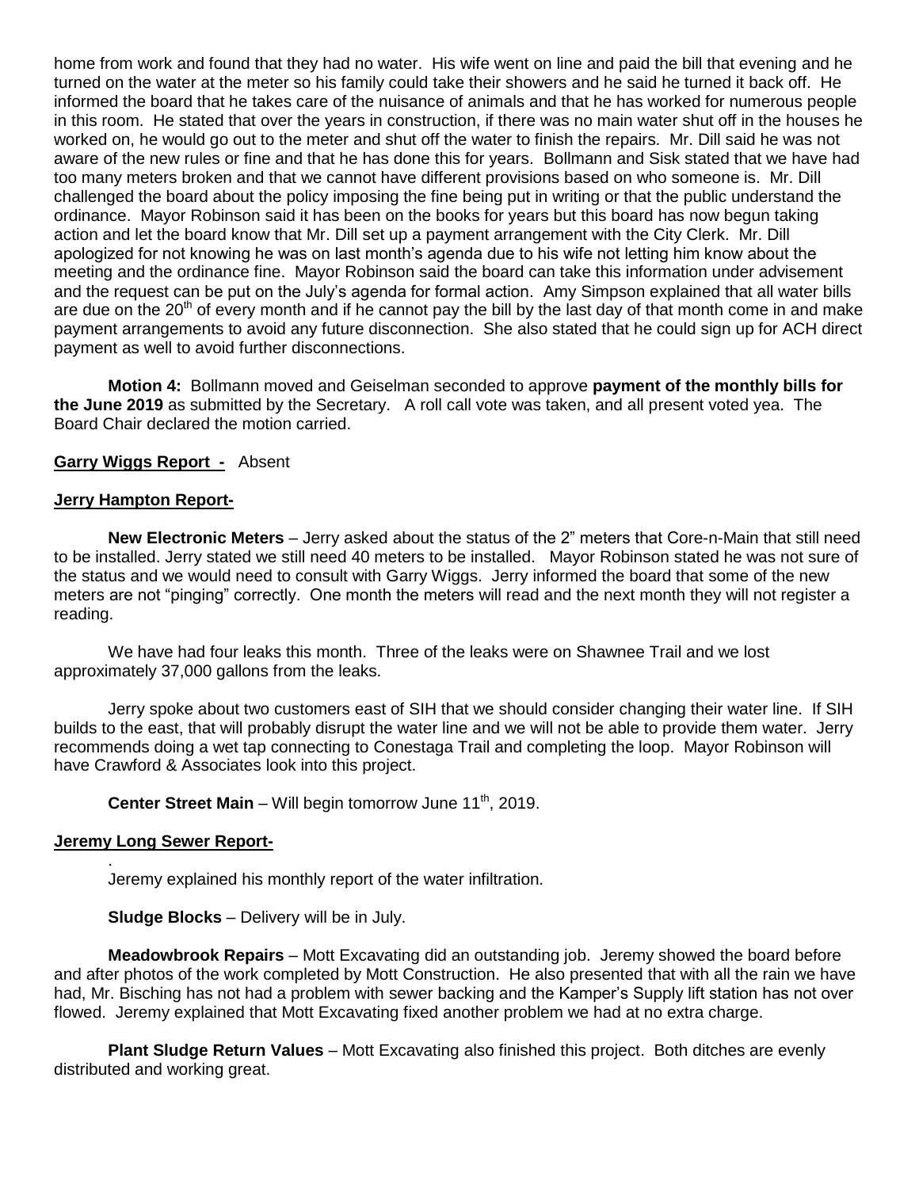home from work and found that they had no water. His wife went on line and paid the bill that evening and he turned on the water at the meter so his family could take their showers and he said he turned it back off. He informed the board that he takes care of the nuisance of animals and that he has worked for numerous people in this room. He stated that over the years in construction, if there was no main water shut off in the houses he worked on, he would go out to the meter and shut off the water to finish the repairs. Mr. Dill said he was not aware of the new rules or fine and that he has done this for years. Bollmann and Sisk stated that we have had too many meters broken and that we cannot have different provisions based on who someone is. Mr. Dill challenged the board about the policy imposing the fine being put in writing or that the public understand the ordinance. Mayor Robinson said it has been on the books for years but this board has now begun taking action and let the board know that Mr. Dill set up a payment arrangement with the City Clerk. Mr. Dill apologized for not knowing he was on last month's agenda due to his wife not letting him know about the meeting and the ordinance fine. Mayor Robinson said the board can take this information under advisement and the request can be put on the July's agenda for formal action. Amy Simpson explained that all water bills are due on the 20th of every month and if he cannot pay the bill by the last day of that month come in and make payment arrangements to avoid any future disconnection. She also stated that he could sign up for ACH direct payment as well to avoid further disconnections.

**Motion 4:** Bollmann moved and Geiselman seconded to approve **payment of the monthly bills for the June 2019** as submitted by the Secretary. A roll call vote was taken, and all present voted yea. The Board Chair declared the motion carried.

**Garry Wiggs Report -** Absent

**Jerry Hampton Report-**

**New Electronic Meters** – Jerry asked about the status of the 2" meters that Core-n-Main that still need to be installed. Jerry stated we still need 40 meters to be installed. Mayor Robinson stated he was not sure of the status and we would need to consult with Garry Wiggs. Jerry informed the board that some of the new meters are not "pinging" correctly. One month the meters will read and the next month they will not register a reading.

We have had four leaks this month. Three of the leaks were on Shawnee Trail and we lost approximately 37,000 gallons from the leaks.

Jerry spoke about two customers east of SIH that we should consider changing their water line. If SIH builds to the east, that will probably disrupt the water line and we will not be able to provide them water. Jerry recommends doing a wet tap connecting to Conestaga Trail and completing the loop. Mayor Robinson will have Crawford & Associates look into this project.

**Center Street Main** – Will begin tomorrow June 11th, 2019.

**Jeremy Long Sewer Report-**

.

Jeremy explained his monthly report of the water infiltration.

**Sludge Blocks** – Delivery will be in July.

**Meadowbrook Repairs** – Mott Excavating did an outstanding job. Jeremy showed the board before and after photos of the work completed by Mott Construction. He also presented that with all the rain we have had, Mr. Bisching has not had a problem with sewer backing and the Kamper's Supply lift station has not over flowed. Jeremy explained that Mott Excavating fixed another problem we had at no extra charge.

**Plant Sludge Return Values** – Mott Excavating also finished this project. Both ditches are evenly distributed and working great.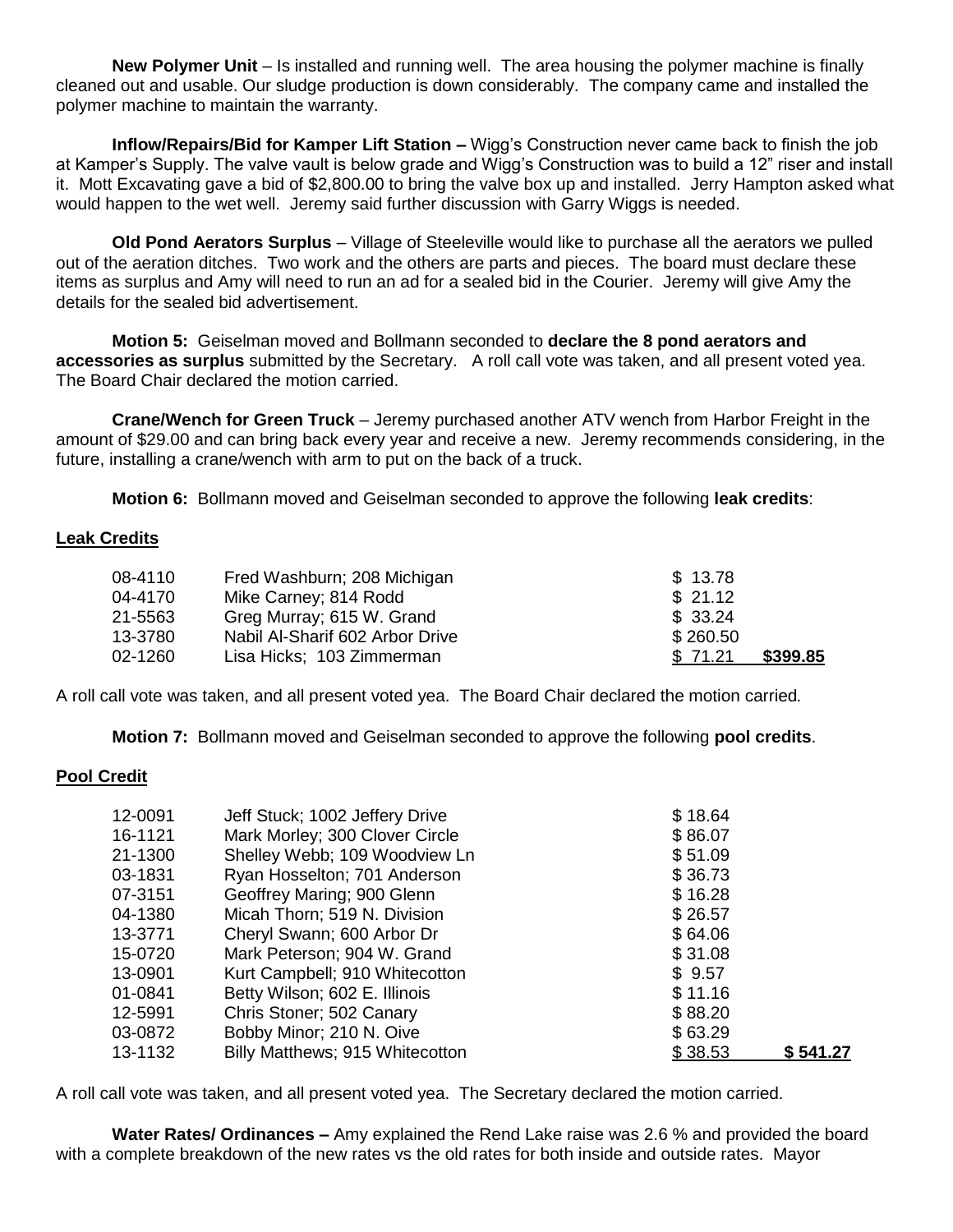**New Polymer Unit** – Is installed and running well. The area housing the polymer machine is finally cleaned out and usable. Our sludge production is down considerably. The company came and installed the polymer machine to maintain the warranty.

**Inflow/Repairs/Bid for Kamper Lift Station –** Wigg's Construction never came back to finish the job at Kamper's Supply. The valve vault is below grade and Wigg's Construction was to build a 12" riser and install it. Mott Excavating gave a bid of $2,800.00 to bring the valve box up and installed. Jerry Hampton asked what would happen to the wet well. Jeremy said further discussion with Garry Wiggs is needed.

**Old Pond Aerators Surplus** – Village of Steeleville would like to purchase all the aerators we pulled out of the aeration ditches. Two work and the others are parts and pieces. The board must declare these items as surplus and Amy will need to run an ad for a sealed bid in the Courier. Jeremy will give Amy the details for the sealed bid advertisement.

**Motion 5:** Geiselman moved and Bollmann seconded to **declare the 8 pond aerators and accessories as surplus** submitted by the Secretary. A roll call vote was taken, and all present voted yea. The Board Chair declared the motion carried.

**Crane/Wench for Green Truck** – Jeremy purchased another ATV wench from Harbor Freight in the amount of $29.00 and can bring back every year and receive a new. Jeremy recommends considering, in the future, installing a crane/wench with arm to put on the back of a truck.

**Motion 6:** Bollmann moved and Geiselman seconded to approve the following **leak credits**:

**Leak Credits**

| | | | |
|---|---|---|---|
| 08-4110 | Fred Washburn; 208 Michigan | $ 13.78 | |
| 04-4170 | Mike Carney; 814 Rodd | $ 21.12 | |
| 21-5563 | Greg Murray; 615 W. Grand | $ 33.24 | |
| 13-3780 | Nabil Al-Sharif 602 Arbor Drive | $ 260.50 | |
| 02-1260 | Lisa Hicks; 103 Zimmerman | $ 71.21 | **$399.85** |

A roll call vote was taken, and all present voted yea. The Board Chair declared the motion carried.

**Motion 7:** Bollmann moved and Geiselman seconded to approve the following **pool credits**.

**Pool Credit**

| | | | |
|---|---|---|---|
| 12-0091 | Jeff Stuck; 1002 Jeffery Drive | $ 18.64 | |
| 16-1121 | Mark Morley; 300 Clover Circle | $ 86.07 | |
| 21-1300 | Shelley Webb; 109 Woodview Ln | $ 51.09 | |
| 03-1831 | Ryan Hosselton; 701 Anderson | $ 36.73 | |
| 07-3151 | Geoffrey Maring; 900 Glenn | $ 16.28 | |
| 04-1380 | Micah Thorn; 519 N. Division | $ 26.57 | |
| 13-3771 | Cheryl Swann; 600 Arbor Dr | $ 64.06 | |
| 15-0720 | Mark Peterson; 904 W. Grand | $ 31.08 | |
| 13-0901 | Kurt Campbell; 910 Whitecotton | $ 9.57 | |
| 01-0841 | Betty Wilson; 602 E. Illinois | $ 11.16 | |
| 12-5991 | Chris Stoner; 502 Canary | $ 88.20 | |
| 03-0872 | Bobby Minor; 210 N. Oive | $ 63.29 | |
| 13-1132 | Billy Matthews; 915 Whitecotton | $ 38.53 | **$ 541.27** |

A roll call vote was taken, and all present voted yea. The Secretary declared the motion carried.

**Water Rates/ Ordinances –** Amy explained the Rend Lake raise was 2.6 % and provided the board with a complete breakdown of the new rates vs the old rates for both inside and outside rates. Mayor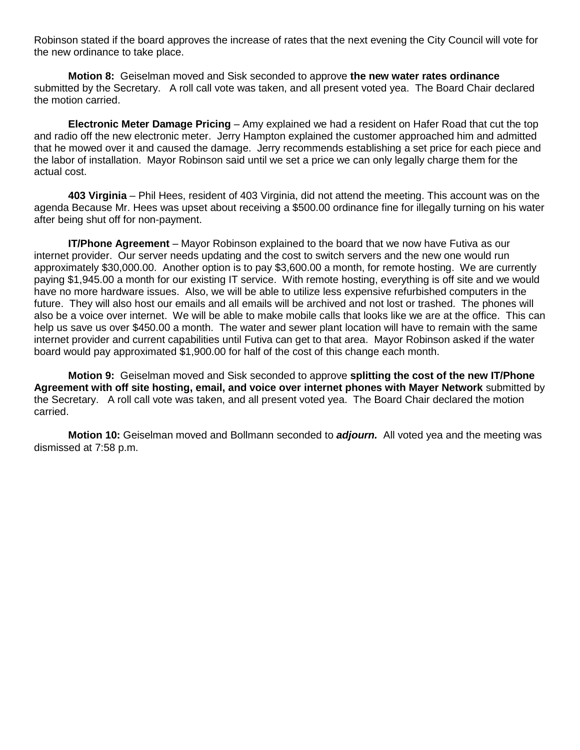Robinson stated if the board approves the increase of rates that the next evening the City Council will vote for the new ordinance to take place.

**Motion 8:** Geiselman moved and Sisk seconded to approve **the new water rates ordinance** submitted by the Secretary. A roll call vote was taken, and all present voted yea. The Board Chair declared the motion carried.

**Electronic Meter Damage Pricing** – Amy explained we had a resident on Hafer Road that cut the top and radio off the new electronic meter. Jerry Hampton explained the customer approached him and admitted that he mowed over it and caused the damage. Jerry recommends establishing a set price for each piece and the labor of installation. Mayor Robinson said until we set a price we can only legally charge them for the actual cost.

**403 Virginia** – Phil Hees, resident of 403 Virginia, did not attend the meeting. This account was on the agenda Because Mr. Hees was upset about receiving a $500.00 ordinance fine for illegally turning on his water after being shut off for non-payment.

**IT/Phone Agreement** – Mayor Robinson explained to the board that we now have Futiva as our internet provider. Our server needs updating and the cost to switch servers and the new one would run approximately $30,000.00. Another option is to pay $3,600.00 a month, for remote hosting. We are currently paying $1,945.00 a month for our existing IT service. With remote hosting, everything is off site and we would have no more hardware issues. Also, we will be able to utilize less expensive refurbished computers in the future. They will also host our emails and all emails will be archived and not lost or trashed. The phones will also be a voice over internet. We will be able to make mobile calls that looks like we are at the office. This can help us save us over $450.00 a month. The water and sewer plant location will have to remain with the same internet provider and current capabilities until Futiva can get to that area. Mayor Robinson asked if the water board would pay approximated $1,900.00 for half of the cost of this change each month.

**Motion 9:** Geiselman moved and Sisk seconded to approve **splitting the cost of the new IT/Phone Agreement with off site hosting, email, and voice over internet phones with Mayer Network** submitted by the Secretary. A roll call vote was taken, and all present voted yea. The Board Chair declared the motion carried.

**Motion 10:** Geiselman moved and Bollmann seconded to ***adjourn.*** All voted yea and the meeting was dismissed at 7:58 p.m.